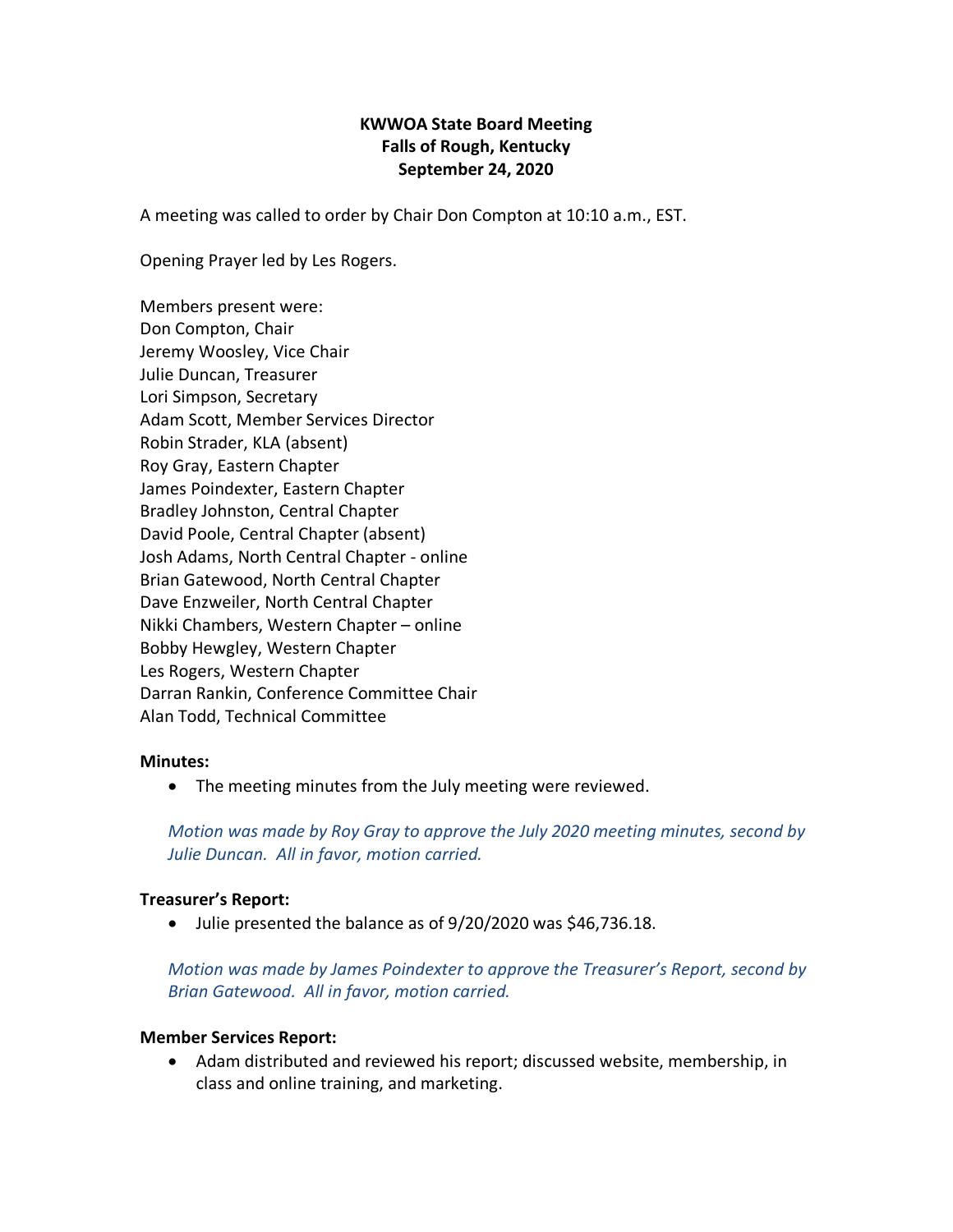# KWWOA State Board Meeting
## Falls of Rough, Kentucky
## September 24, 2020

A meeting was called to order by Chair Don Compton at 10:10 a.m., EST.

Opening Prayer led by Les Rogers.

Members present were:
Don Compton, Chair
Jeremy Woosley, Vice Chair
Julie Duncan, Treasurer
Lori Simpson, Secretary
Adam Scott, Member Services Director
Robin Strader, KLA (absent)
Roy Gray, Eastern Chapter
James Poindexter, Eastern Chapter
Bradley Johnston, Central Chapter
David Poole, Central Chapter (absent)
Josh Adams, North Central Chapter - online
Brian Gatewood, North Central Chapter
Dave Enzweiler, North Central Chapter
Nikki Chambers, Western Chapter – online
Bobby Hewgley, Western Chapter
Les Rogers, Western Chapter
Darran Rankin, Conference Committee Chair
Alan Todd, Technical Committee

**Minutes:**

- The meeting minutes from the July meeting were reviewed.

*Motion was made by Roy Gray to approve the July 2020 meeting minutes, second by Julie Duncan. All in favor, motion carried.*

**Treasurer's Report:**

- Julie presented the balance as of 9/20/2020 was $46,736.18.

*Motion was made by James Poindexter to approve the Treasurer's Report, second by Brian Gatewood. All in favor, motion carried.*

**Member Services Report:**

- Adam distributed and reviewed his report; discussed website, membership, in class and online training, and marketing.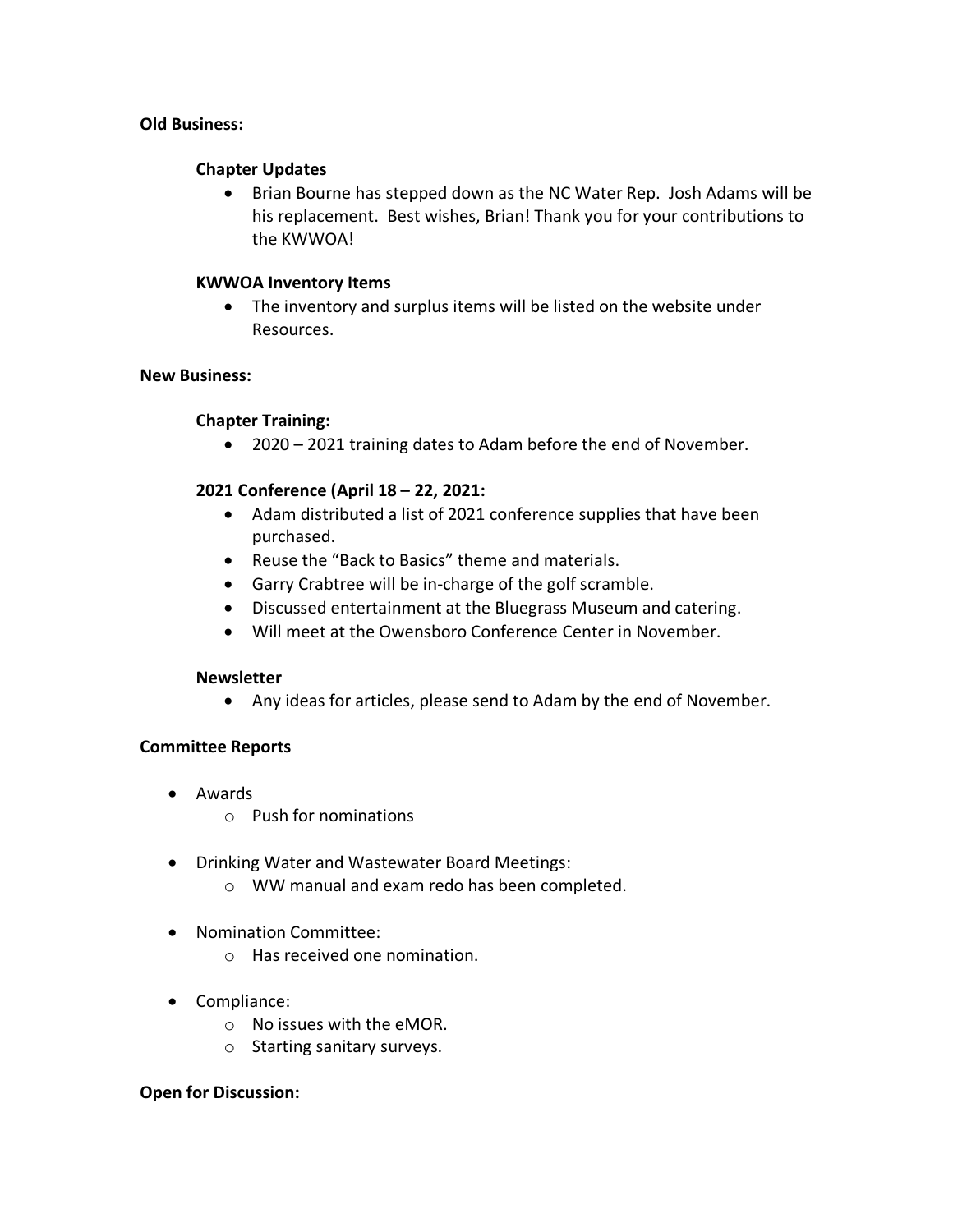**Old Business:**

**Chapter Updates**

- Brian Bourne has stepped down as the NC Water Rep. Josh Adams will be his replacement. Best wishes, Brian! Thank you for your contributions to the KWWOA!

**KWWOA Inventory Items**

- The inventory and surplus items will be listed on the website under Resources.

**New Business:**

**Chapter Training:**

- 2020 – 2021 training dates to Adam before the end of November.

**2021 Conference (April 18 – 22, 2021:**

- Adam distributed a list of 2021 conference supplies that have been purchased.
- Reuse the "Back to Basics" theme and materials.
- Garry Crabtree will be in-charge of the golf scramble.
- Discussed entertainment at the Bluegrass Museum and catering.
- Will meet at the Owensboro Conference Center in November.

**Newsletter**

- Any ideas for articles, please send to Adam by the end of November.

**Committee Reports**

- Awards
  - Push for nominations
- Drinking Water and Wastewater Board Meetings:
  - WW manual and exam redo has been completed.
- Nomination Committee:
  - Has received one nomination.
- Compliance:
  - No issues with the eMOR.
  - Starting sanitary surveys.

**Open for Discussion:**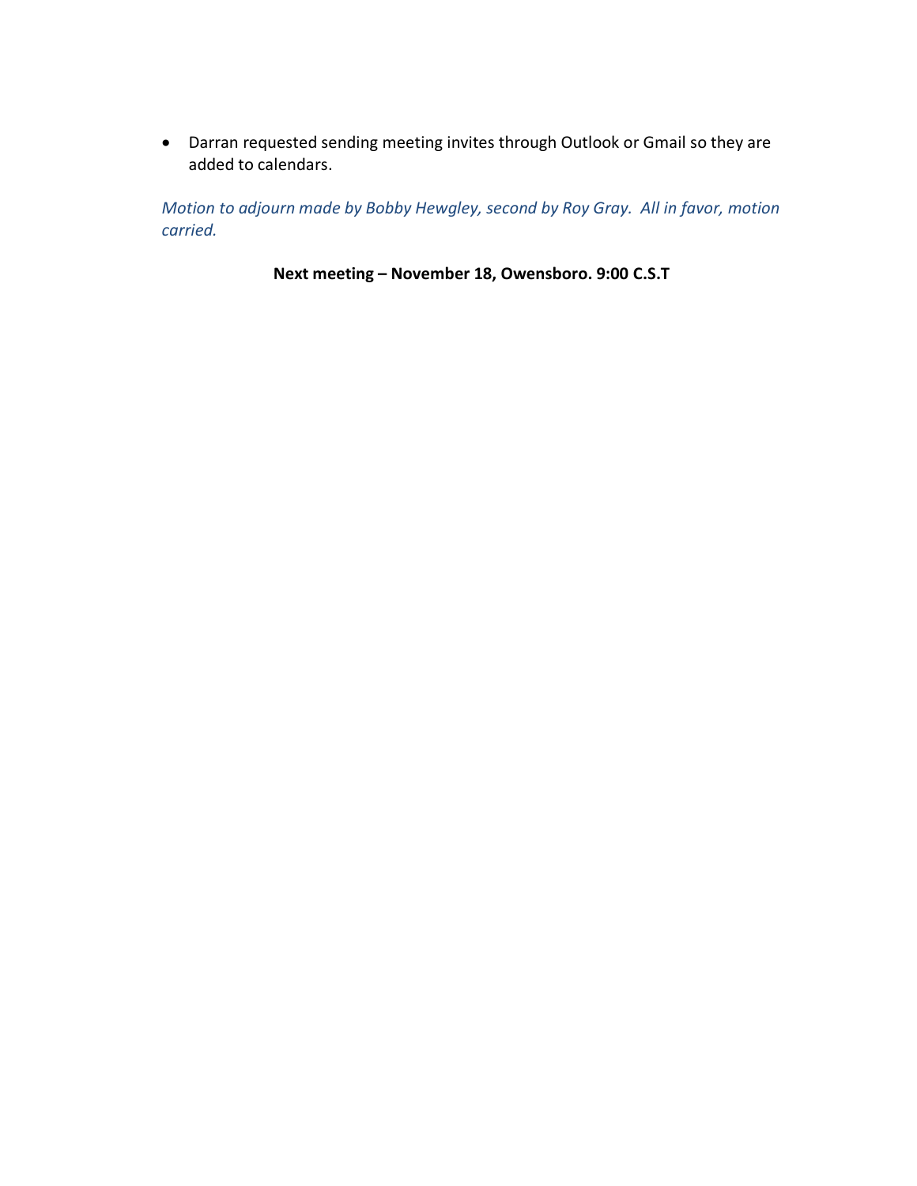- Darran requested sending meeting invites through Outlook or Gmail so they are added to calendars.

*Motion to adjourn made by Bobby Hewgley, second by Roy Gray. All in favor, motion carried.*

**Next meeting – November 18, Owensboro. 9:00 C.S.T**